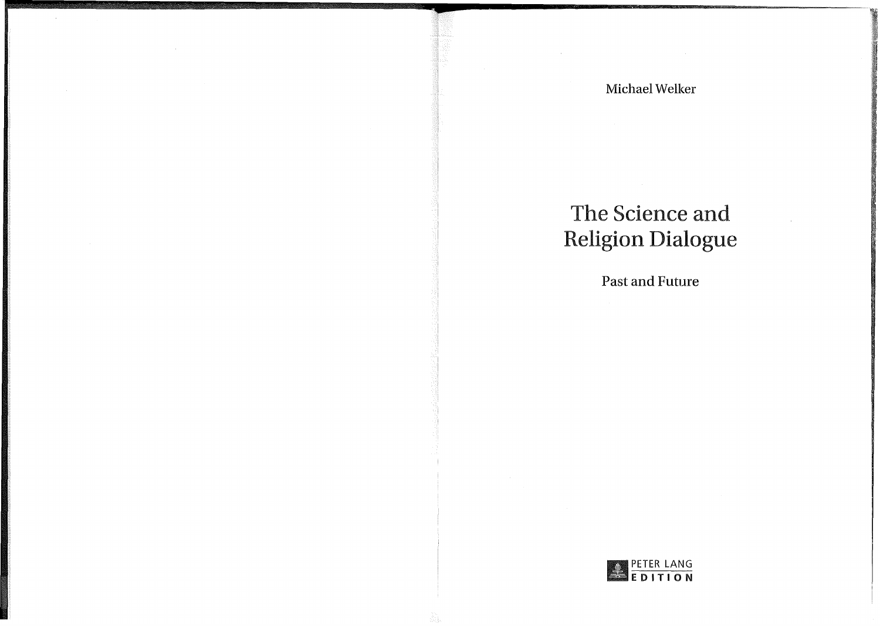Michael Welker

# The Science and Religion Dialogue

## Past and Future

PETER LANG
EDITION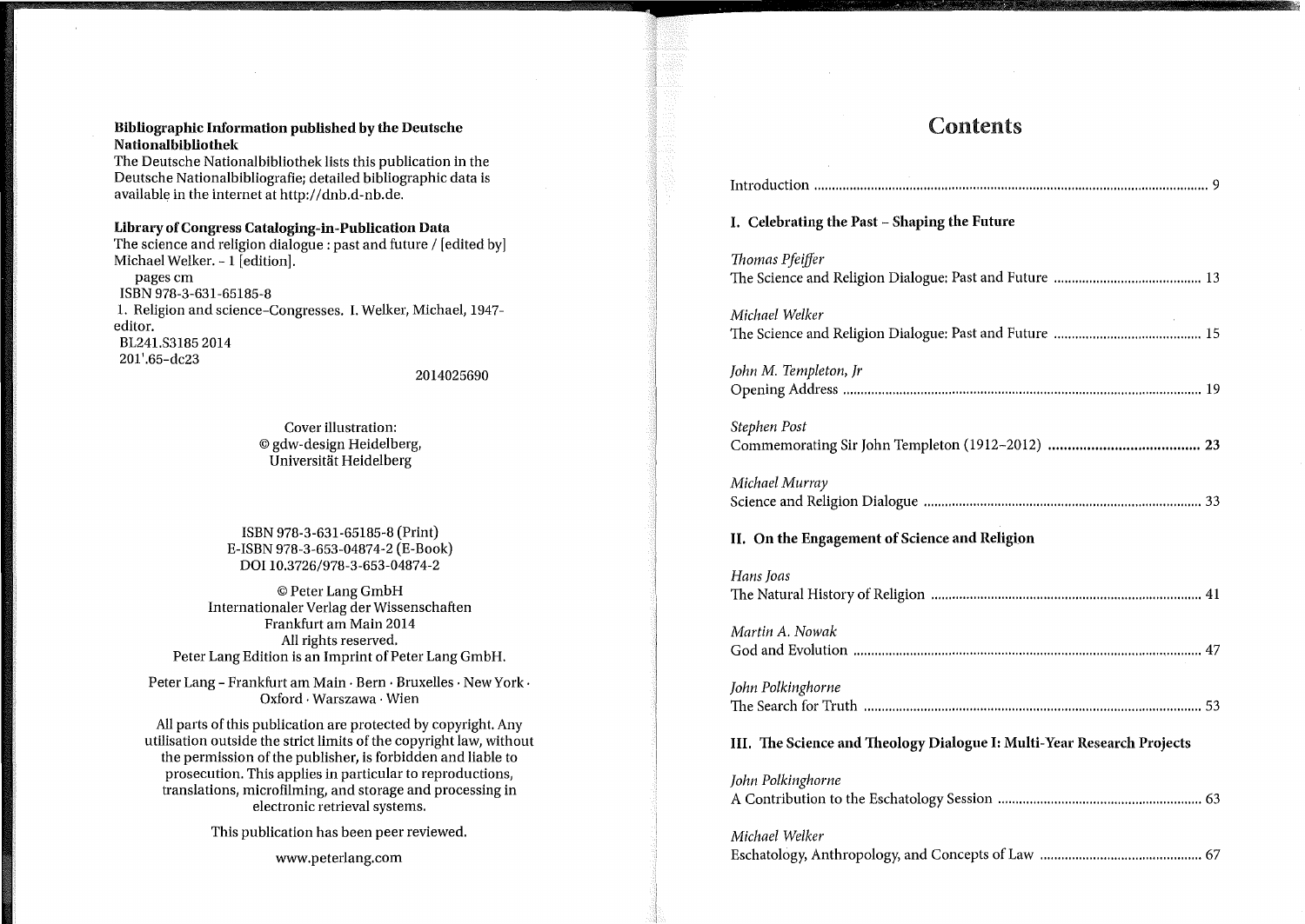**Bibliographic Information published by the Deutsche Nationalbibliothek**
The Deutsche Nationalbibliothek lists this publication in the Deutsche Nationalbibliografie; detailed bibliographic data is available in the internet at http://dnb.d-nb.de.

**Library of Congress Cataloging-in-Publication Data**
The science and religion dialogue : past and future / [edited by] Michael Welker. – 1 [edition].
pages cm
ISBN 978-3-631-65185-8
1. Religion and science–Congresses. I. Welker, Michael, 1947- editor.
BL241.S3185 2014
201'.65–dc23

2014025690

Cover illustration:
© gdw-design Heidelberg,
Universität Heidelberg

ISBN 978-3-631-65185-8 (Print)
E-ISBN 978-3-653-04874-2 (E-Book)
DOI 10.3726/978-3-653-04874-2

© Peter Lang GmbH
Internationaler Verlag der Wissenschaften
Frankfurt am Main 2014
All rights reserved.
Peter Lang Edition is an Imprint of Peter Lang GmbH.

Peter Lang – Frankfurt am Main · Bern · Bruxelles · New York · Oxford · Warszawa · Wien

All parts of this publication are protected by copyright. Any utilisation outside the strict limits of the copyright law, without the permission of the publisher, is forbidden and liable to prosecution. This applies in particular to reproductions, translations, microfilming, and storage and processing in electronic retrieval systems.

This publication has been peer reviewed.

www.peterlang.com

# Contents

Introduction ..... 9

## I. Celebrating the Past – Shaping the Future

*Thomas Pfeiffer*
The Science and Religion Dialogue: Past and Future ..... 13

*Michael Welker*
The Science and Religion Dialogue: Past and Future ..... 15

*John M. Templeton, Jr*
Opening Address ..... 19

*Stephen Post*
Commemorating Sir John Templeton (1912–2012) ..... **23**

*Michael Murray*
Science and Religion Dialogue ..... 33

## II. On the Engagement of Science and Religion

*Hans Joas*
The Natural History of Religion ..... 41

*Martin A. Nowak*
God and Evolution ..... 47

*John Polkinghorne*
The Search for Truth ..... 53

## III. The Science and Theology Dialogue I: Multi-Year Research Projects

*John Polkinghorne*
A Contribution to the Eschatology Session ..... 63

*Michael Welker*
Eschatology, Anthropology, and Concepts of Law ..... 67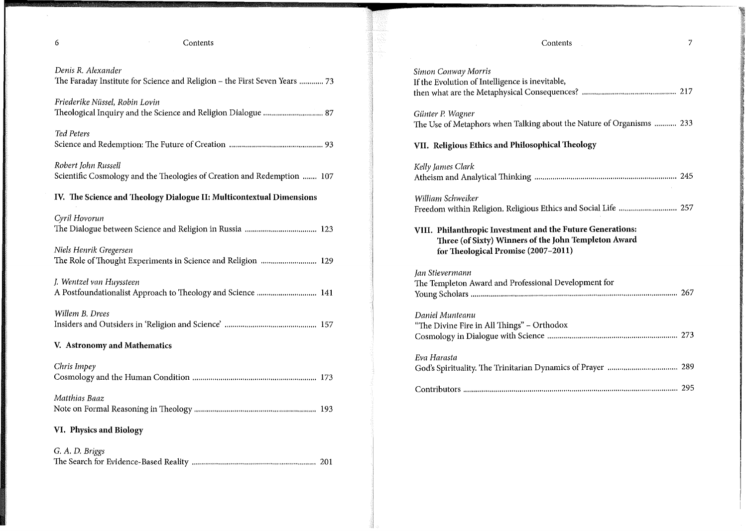*Denis R. Alexander*
The Faraday Institute for Science and Religion – the First Seven Years ............ 73

*Friederike Nüssel, Robin Lovin*
Theological Inquiry and the Science and Religion Dialogue .............................. 87

*Ted Peters*
Science and Redemption: The Future of Creation .............................................. 93

*Robert John Russell*
Scientific Cosmology and the Theologies of Creation and Redemption ....... 107

## IV. The Science and Theology Dialogue II: Multicontextual Dimensions

*Cyril Hovorun*
The Dialogue between Science and Religion in Russia .................................... 123

*Niels Henrik Gregersen*
The Role of Thought Experiments in Science and Religion ............................ 129

*J. Wentzel van Huyssteen*
A Postfoundationalist Approach to Theology and Science .............................. 141

*Willem B. Drees*
Insiders and Outsiders in 'Religion and Science' ............................................. 157

## V. Astronomy and Mathematics

*Chris Impey*
Cosmology and the Human Condition ............................................................. 173

*Matthias Baaz*
Note on Formal Reasoning in Theology ............................................................ 193

## VI. Physics and Biology

*G. A. D. Briggs*
The Search for Evidence-Based Reality ............................................................. 201

*Simon Conway Morris*
If the Evolution of Intelligence is inevitable,
then what are the Metaphysical Consequences? ............................................... 217

*Günter P. Wagner*
The Use of Metaphors when Talking about the Nature of Organisms ........... 233

## VII. Religious Ethics and Philosophical Theology

*Kelly James Clark*
Atheism and Analytical Thinking ...................................................................... 245

*William Schweiker*
Freedom within Religion. Religious Ethics and Social Life ............................. 257

## VIII. Philanthropic Investment and the Future Generations: Three (of Sixty) Winners of the John Templeton Award for Theological Promise (2007–2011)

*Jan Stievermann*
The Templeton Award and Professional Development for
Young Scholars ..................................................................................................... 267

*Daniel Munteanu*
"The Divine Fire in All Things" – Orthodox
Cosmology in Dialogue with Science ................................................................ 273

*Eva Harasta*
God's Spirituality. The Trinitarian Dynamics of Prayer ................................... 289

Contributors ......................................................................................................... 295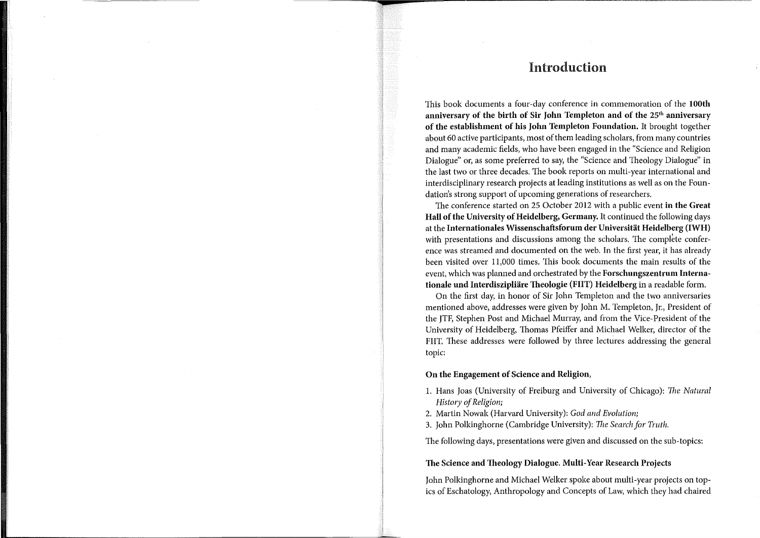# Introduction

This book documents a four-day conference in commemoration of the **100th anniversary of the birth of Sir John Templeton and of the 25th anniversary of the establishment of his John Templeton Foundation.** It brought together about 60 active participants, most of them leading scholars, from many countries and many academic fields, who have been engaged in the "Science and Religion Dialogue" or, as some preferred to say, the "Science and Theology Dialogue" in the last two or three decades. The book reports on multi-year international and interdisciplinary research projects at leading institutions as well as on the Foundation's strong support of upcoming generations of researchers.

The conference started on 25 October 2012 with a public event **in the Great Hall of the University of Heidelberg, Germany.** It continued the following days at the **Internationales Wissenschaftsforum der Universität Heidelberg (IWH)** with presentations and discussions among the scholars. The complete conference was streamed and documented on the web. In the first year, it has already been visited over 11,000 times. This book documents the main results of the event, which was planned and orchestrated by the **Forschungszentrum Internationale und Interdisziplinäre Theologie (FIIT) Heidelberg** in a readable form.

On the first day, in honor of Sir John Templeton and the two anniversaries mentioned above, addresses were given by John M. Templeton, Jr., President of the JTF, Stephen Post and Michael Murray, and from the Vice-President of the University of Heidelberg, Thomas Pfeiffer and Michael Welker, director of the FIIT. These addresses were followed by three lectures addressing the general topic:

**On the Engagement of Science and Religion,**

1. Hans Joas (University of Freiburg and University of Chicago): *The Natural History of Religion;*
2. Martin Nowak (Harvard University): *God and Evolution;*
3. John Polkinghorne (Cambridge University): *The Search for Truth.*

The following days, presentations were given and discussed on the sub-topics:

**The Science and Theology Dialogue. Multi-Year Research Projects**

John Polkinghorne and Michael Welker spoke about multi-year projects on topics of Eschatology, Anthropology and Concepts of Law, which they had chaired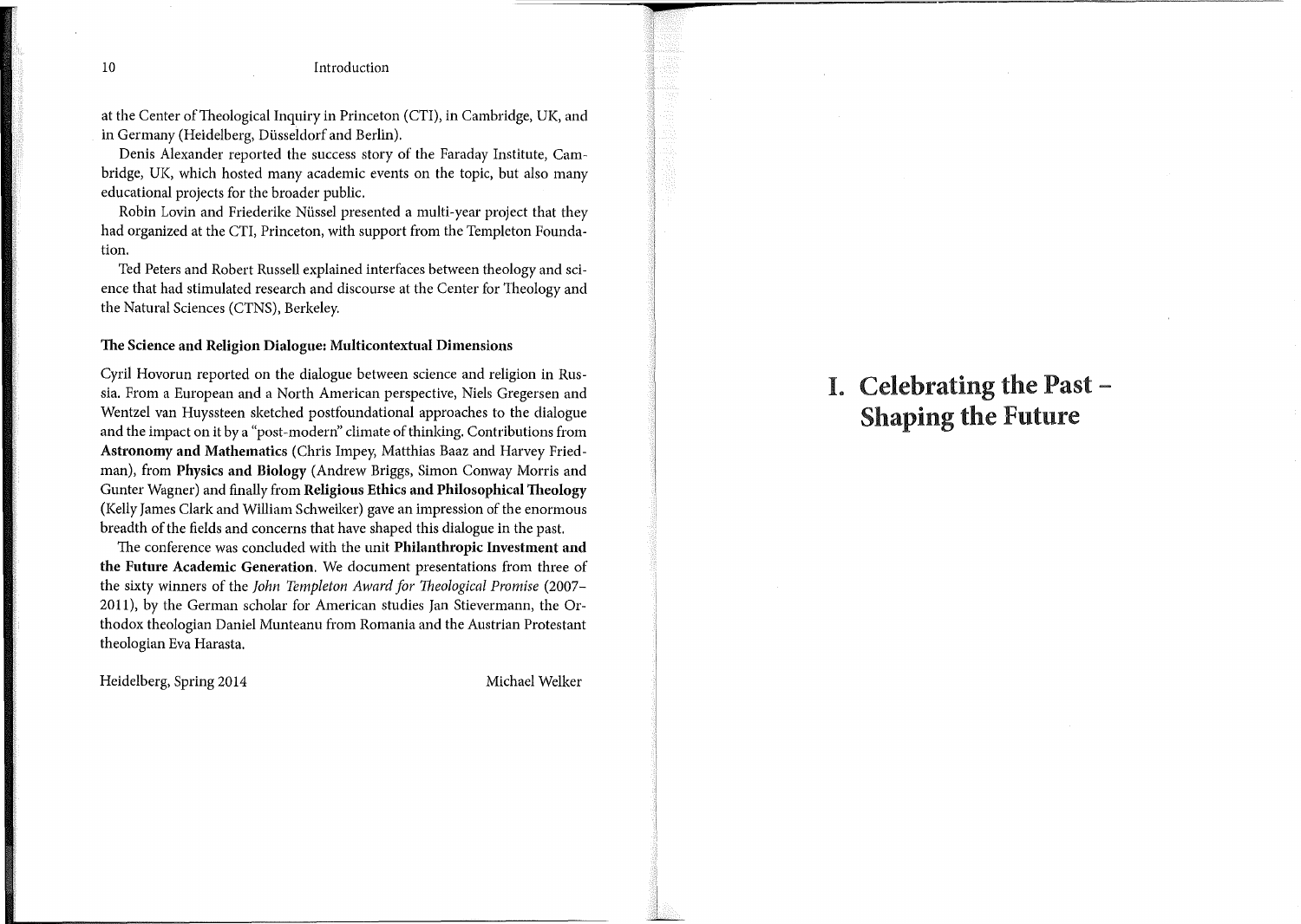at the Center of Theological Inquiry in Princeton (CTI), in Cambridge, UK, and in Germany (Heidelberg, Düsseldorf and Berlin).

Denis Alexander reported the success story of the Faraday Institute, Cambridge, UK, which hosted many academic events on the topic, but also many educational projects for the broader public.

Robin Lovin and Friederike Nüssel presented a multi-year project that they had organized at the CTI, Princeton, with support from the Templeton Foundation.

Ted Peters and Robert Russell explained interfaces between theology and science that had stimulated research and discourse at the Center for Theology and the Natural Sciences (CTNS), Berkeley.

### The Science and Religion Dialogue: Multicontextual Dimensions

Cyril Hovorun reported on the dialogue between science and religion in Russia. From a European and a North American perspective, Niels Gregersen and Wentzel van Huyssteen sketched postfoundational approaches to the dialogue and the impact on it by a "post-modern" climate of thinking. Contributions from **Astronomy and Mathematics** (Chris Impey, Matthias Baaz and Harvey Friedman), from **Physics and Biology** (Andrew Briggs, Simon Conway Morris and Gunter Wagner) and finally from **Religious Ethics and Philosophical Theology** (Kelly James Clark and William Schweiker) gave an impression of the enormous breadth of the fields and concerns that have shaped this dialogue in the past.

The conference was concluded with the unit **Philanthropic Investment and the Future Academic Generation**. We document presentations from three of the sixty winners of the *John Templeton Award for Theological Promise* (2007–2011), by the German scholar for American studies Jan Stievermann, the Orthodox theologian Daniel Munteanu from Romania and the Austrian Protestant theologian Eva Harasta.

Heidelberg, Spring 2014

Michael Welker

# I. Celebrating the Past – Shaping the Future